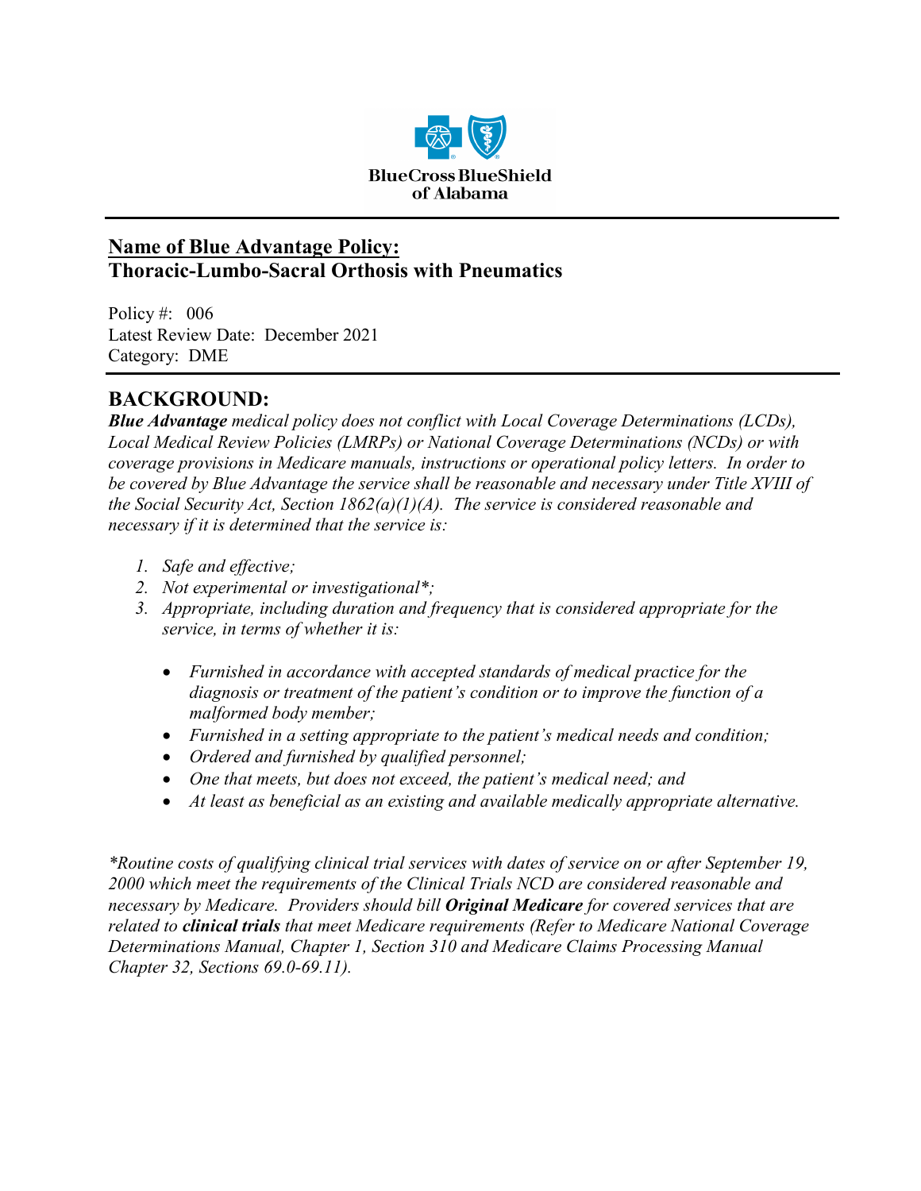BlueCross BlueShield of Alabama

**Name of Blue Advantage Policy:**
**Thoracic-Lumbo-Sacral Orthosis with Pneumatics**

Policy #: 006
Latest Review Date: December 2021
Category: DME

## BACKGROUND:

***Blue Advantage*** *medical policy does not conflict with Local Coverage Determinations (LCDs), Local Medical Review Policies (LMRPs) or National Coverage Determinations (NCDs) or with coverage provisions in Medicare manuals, instructions or operational policy letters. In order to be covered by Blue Advantage the service shall be reasonable and necessary under Title XVIII of the Social Security Act, Section 1862(a)(1)(A). The service is considered reasonable and necessary if it is determined that the service is:*

1. *Safe and effective;*
2. *Not experimental or investigational\*;*
3. *Appropriate, including duration and frequency that is considered appropriate for the service, in terms of whether it is:*

   - *Furnished in accordance with accepted standards of medical practice for the diagnosis or treatment of the patient's condition or to improve the function of a malformed body member;*
   - *Furnished in a setting appropriate to the patient's medical needs and condition;*
   - *Ordered and furnished by qualified personnel;*
   - *One that meets, but does not exceed, the patient's medical need; and*
   - *At least as beneficial as an existing and available medically appropriate alternative.*

*\*Routine costs of qualifying clinical trial services with dates of service on or after September 19, 2000 which meet the requirements of the Clinical Trials NCD are considered reasonable and necessary by Medicare. Providers should bill* ***Original Medicare*** *for covered services that are related to* ***clinical trials*** *that meet Medicare requirements (Refer to Medicare National Coverage Determinations Manual, Chapter 1, Section 310 and Medicare Claims Processing Manual Chapter 32, Sections 69.0-69.11).*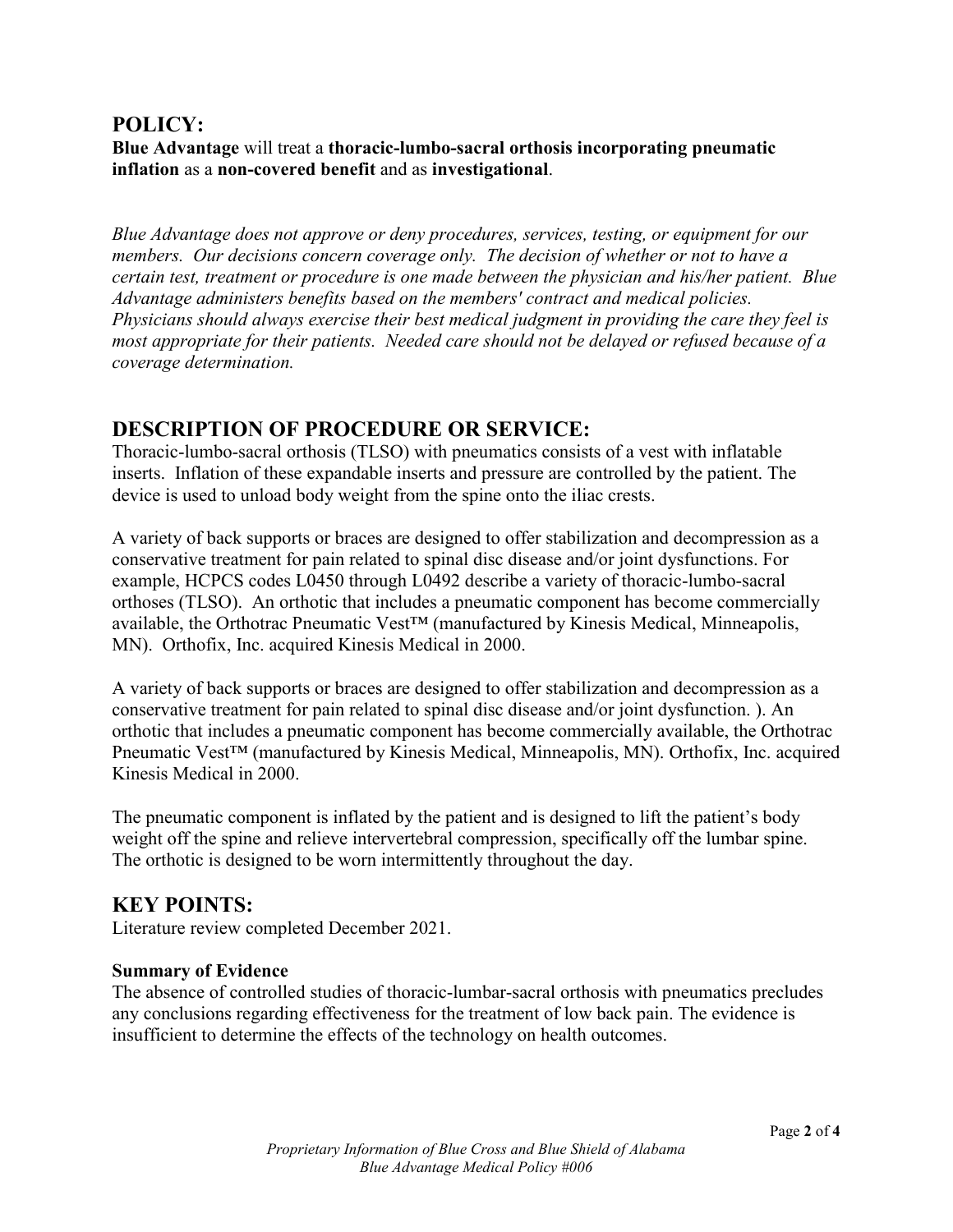## POLICY:

**Blue Advantage** will treat a **thoracic-lumbo-sacral orthosis incorporating pneumatic inflation** as a **non-covered benefit** and as **investigational**.

*Blue Advantage does not approve or deny procedures, services, testing, or equipment for our members. Our decisions concern coverage only. The decision of whether or not to have a certain test, treatment or procedure is one made between the physician and his/her patient. Blue Advantage administers benefits based on the members' contract and medical policies. Physicians should always exercise their best medical judgment in providing the care they feel is most appropriate for their patients. Needed care should not be delayed or refused because of a coverage determination.*

## DESCRIPTION OF PROCEDURE OR SERVICE:

Thoracic-lumbo-sacral orthosis (TLSO) with pneumatics consists of a vest with inflatable inserts. Inflation of these expandable inserts and pressure are controlled by the patient. The device is used to unload body weight from the spine onto the iliac crests.

A variety of back supports or braces are designed to offer stabilization and decompression as a conservative treatment for pain related to spinal disc disease and/or joint dysfunctions. For example, HCPCS codes L0450 through L0492 describe a variety of thoracic-lumbo-sacral orthoses (TLSO). An orthotic that includes a pneumatic component has become commercially available, the Orthotrac Pneumatic Vest™ (manufactured by Kinesis Medical, Minneapolis, MN). Orthofix, Inc. acquired Kinesis Medical in 2000.

A variety of back supports or braces are designed to offer stabilization and decompression as a conservative treatment for pain related to spinal disc disease and/or joint dysfunction. ). An orthotic that includes a pneumatic component has become commercially available, the Orthotrac Pneumatic Vest™ (manufactured by Kinesis Medical, Minneapolis, MN). Orthofix, Inc. acquired Kinesis Medical in 2000.

The pneumatic component is inflated by the patient and is designed to lift the patient's body weight off the spine and relieve intervertebral compression, specifically off the lumbar spine. The orthotic is designed to be worn intermittently throughout the day.

## KEY POINTS:

Literature review completed December 2021.

**Summary of Evidence**

The absence of controlled studies of thoracic-lumbar-sacral orthosis with pneumatics precludes any conclusions regarding effectiveness for the treatment of low back pain. The evidence is insufficient to determine the effects of the technology on health outcomes.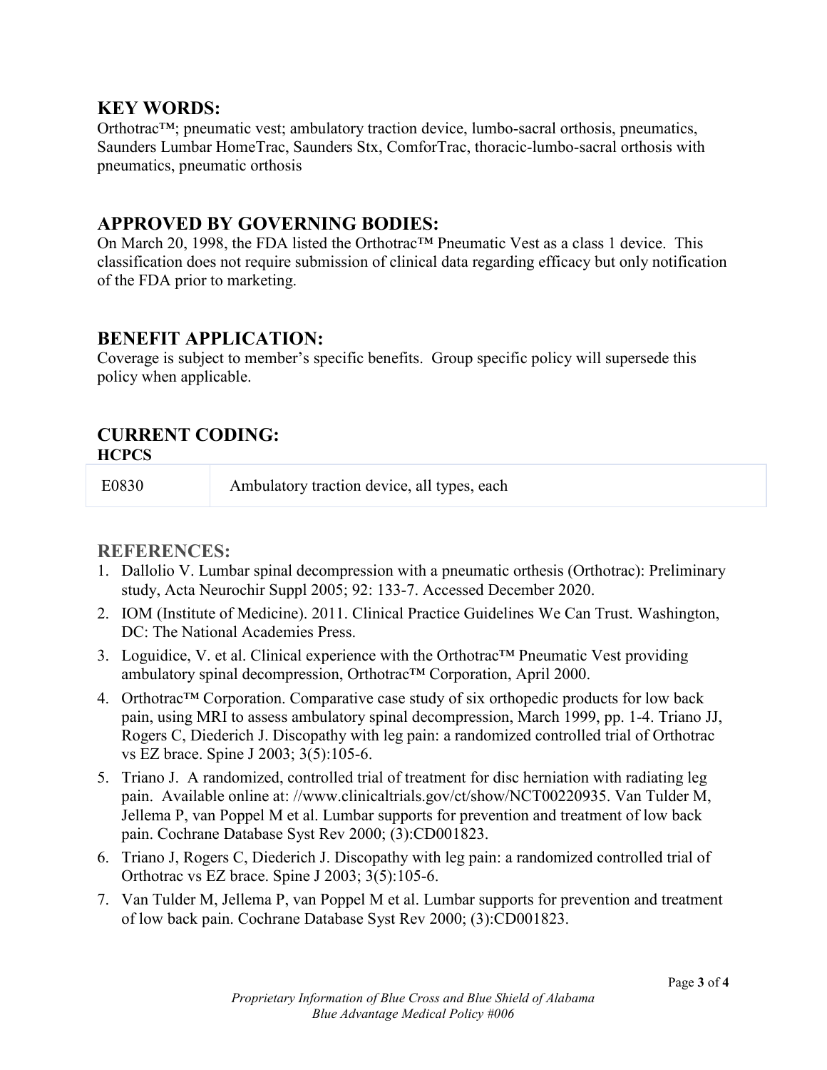## KEY WORDS:

Orthotrac™; pneumatic vest; ambulatory traction device, lumbo-sacral orthosis, pneumatics, Saunders Lumbar HomeTrac, Saunders Stx, ComforTrac, thoracic-lumbo-sacral orthosis with pneumatics, pneumatic orthosis

## APPROVED BY GOVERNING BODIES:

On March 20, 1998, the FDA listed the Orthotrac™ Pneumatic Vest as a class 1 device. This classification does not require submission of clinical data regarding efficacy but only notification of the FDA prior to marketing.

## BENEFIT APPLICATION:

Coverage is subject to member's specific benefits. Group specific policy will supersede this policy when applicable.

## CURRENT CODING:

**HCPCS**

| | |
|---|---|
| E0830 | Ambulatory traction device, all types, each |

## REFERENCES:

1. Dallolio V. Lumbar spinal decompression with a pneumatic orthesis (Orthotrac): Preliminary study, Acta Neurochir Suppl 2005; 92: 133-7. Accessed December 2020.
2. IOM (Institute of Medicine). 2011. Clinical Practice Guidelines We Can Trust. Washington, DC: The National Academies Press.
3. Loguidice, V. et al. Clinical experience with the Orthotrac™ Pneumatic Vest providing ambulatory spinal decompression, Orthotrac™ Corporation, April 2000.
4. Orthotrac™ Corporation. Comparative case study of six orthopedic products for low back pain, using MRI to assess ambulatory spinal decompression, March 1999, pp. 1-4. Triano JJ, Rogers C, Diederich J. Discopathy with leg pain: a randomized controlled trial of Orthotrac vs EZ brace. Spine J 2003; 3(5):105-6.
5. Triano J. A randomized, controlled trial of treatment for disc herniation with radiating leg pain. Available online at: //www.clinicaltrials.gov/ct/show/NCT00220935. Van Tulder M, Jellema P, van Poppel M et al. Lumbar supports for prevention and treatment of low back pain. Cochrane Database Syst Rev 2000; (3):CD001823.
6. Triano J, Rogers C, Diederich J. Discopathy with leg pain: a randomized controlled trial of Orthotrac vs EZ brace. Spine J 2003; 3(5):105-6.
7. Van Tulder M, Jellema P, van Poppel M et al. Lumbar supports for prevention and treatment of low back pain. Cochrane Database Syst Rev 2000; (3):CD001823.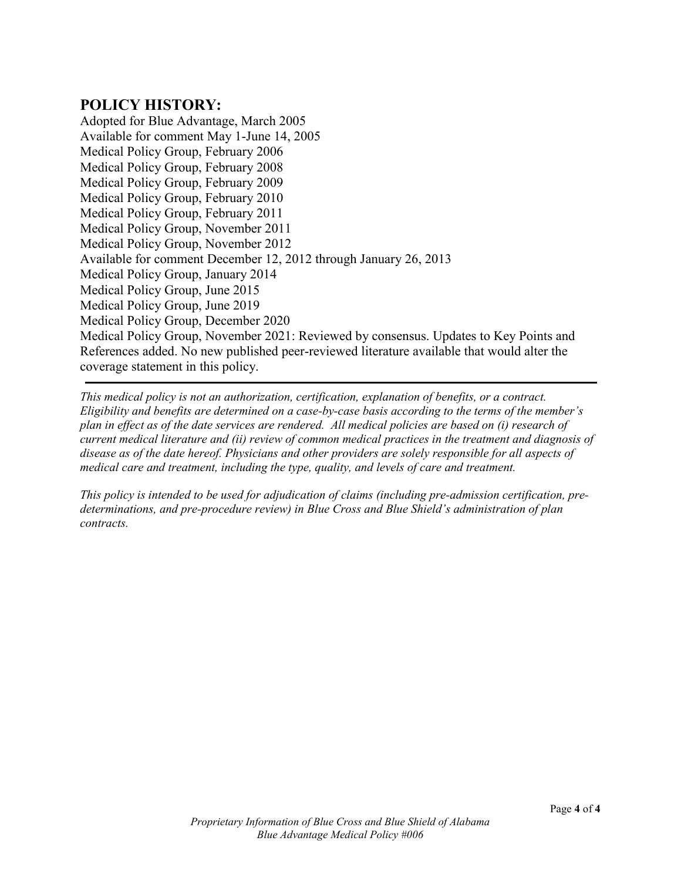## POLICY HISTORY:

Adopted for Blue Advantage, March 2005
Available for comment May 1-June 14, 2005
Medical Policy Group, February 2006
Medical Policy Group, February 2008
Medical Policy Group, February 2009
Medical Policy Group, February 2010
Medical Policy Group, February 2011
Medical Policy Group, November 2011
Medical Policy Group, November 2012
Available for comment December 12, 2012 through January 26, 2013
Medical Policy Group, January 2014
Medical Policy Group, June 2015
Medical Policy Group, June 2019
Medical Policy Group, December 2020
Medical Policy Group, November 2021: Reviewed by consensus. Updates to Key Points and References added. No new published peer-reviewed literature available that would alter the coverage statement in this policy.

---

*This medical policy is not an authorization, certification, explanation of benefits, or a contract. Eligibility and benefits are determined on a case-by-case basis according to the terms of the member's plan in effect as of the date services are rendered. All medical policies are based on (i) research of current medical literature and (ii) review of common medical practices in the treatment and diagnosis of disease as of the date hereof. Physicians and other providers are solely responsible for all aspects of medical care and treatment, including the type, quality, and levels of care and treatment.*

*This policy is intended to be used for adjudication of claims (including pre-admission certification, pre-determinations, and pre-procedure review) in Blue Cross and Blue Shield's administration of plan contracts.*